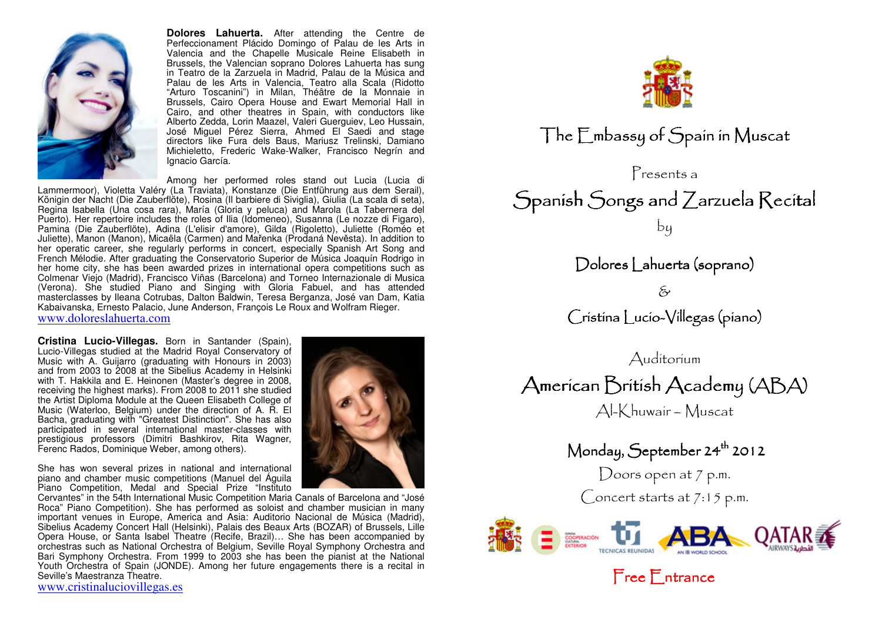**Dolores Lahuerta.** After attending the Centre de Perfeccionament Plácido Domingo of Palau de les Arts in Valencia and the Chapelle Musicale Reine Elisabeth in Brussels, the Valencian soprano Dolores Lahuerta has sung in Teatro de la Zarzuela in Madrid, Palau de la Música and Palau de les Arts in Valencia, Teatro alla Scala (Ridotto "Arturo Toscanini") in Milan, Théâtre de la Monnaie in Brussels, Cairo Opera House and Ewart Memorial Hall in Cairo, and other theatres in Spain, with conductors like Alberto Zedda, Lorin Maazel, Valeri Guerguiev, Leo Hussain, José Miguel Pérez Sierra, Ahmed El Saedi and stage directors like Fura dels Baus, Mariusz Trelinski, Damiano Michieletto, Frederic Wake-Walker, Francisco Negrín and Ignacio García.

Among her performed roles stand out Lucia (Lucia di Lammermoor), Violetta Valéry (La Traviata), Konstanze (Die Entführung aus dem Serail), Königin der Nacht (Die Zauberflöte), Rosina (Il barbiere di Siviglia), Giulia (La scala di seta), Regina Isabella (Una cosa rara), María (Gloria y peluca) and Marola (La Tabernera del Puerto). Her repertoire includes the roles of Ilia (Idomeneo), Susanna (Le nozze di Figaro), Pamina (Die Zauberflöte), Adina (L'elisir d'amore), Gilda (Rigoletto), Juliette (Roméo et Juliette), Manon (Manon), Micaëla (Carmen) and Mařenka (Prodaná Nevěsta). In addition to her operatic career, she regularly performs in concert, especially Spanish Art Song and French Mélodie. After graduating the Conservatorio Superior de Música Joaquín Rodrigo in her home city, she has been awarded prizes in international opera competitions such as Colmenar Viejo (Madrid), Francisco Viñas (Barcelona) and Torneo Internazionale di Musica (Verona). She studied Piano and Singing with Gloria Fabuel, and has attended masterclasses by Ileana Cotrubas, Dalton Baldwin, Teresa Berganza, José van Dam, Katia Kabaivanska, Ernesto Palacio, June Anderson, François Le Roux and Wolfram Rieger.

www.doloreslahuerta.com

**Cristina Lucio-Villegas.** Born in Santander (Spain), Lucio-Villegas studied at the Madrid Royal Conservatory of Music with A. Guijarro (graduating with Honours in 2003) and from 2003 to 2008 at the Sibelius Academy in Helsinki with T. Hakkila and E. Heinonen (Master's degree in 2008, receiving the highest marks). From 2008 to 2011 she studied the Artist Diploma Module at the Queen Elisabeth College of Music (Waterloo, Belgium) under the direction of A. R. El Bacha, graduating with "Greatest Distinction". She has also participated in several international master-classes with prestigious professors (Dimitri Bashkirov, Rita Wagner, Ferenc Rados, Dominique Weber, among others).

She has won several prizes in national and international piano and chamber music competitions (Manuel del Águila Piano Competition, Medal and Special Prize "Instituto Cervantes" in the 54th International Music Competition Maria Canals of Barcelona and "José Roca" Piano Competition). She has performed as soloist and chamber musician in many important venues in Europe, America and Asia: Auditorio Nacional de Música (Madrid), Sibelius Academy Concert Hall (Helsinki), Palais des Beaux Arts (BOZAR) of Brussels, Lille Opera House, or Santa Isabel Theatre (Recife, Brazil)… She has been accompanied by orchestras such as National Orchestra of Belgium, Seville Royal Symphony Orchestra and Bari Symphony Orchestra. From 1999 to 2003 she has been the pianist at the National Youth Orchestra of Spain (JONDE). Among her future engagements there is a recital in Seville's Maestranza Theatre.

www.cristinaluciovillegas.es

# The Embassy of Spain in Muscat

Presents a

# Spanish Songs and Zarzuela Recital

by

## Dolores Lahuerta (soprano)

&

## Cristina Lucio-Villegas (piano)

Auditorium

## American British Academy (ABA)

Al-Khuwair – Muscat

## Monday, September 24th 2012

Doors open at 7 p.m.

Concert starts at 7:15 p.m.

Free Entrance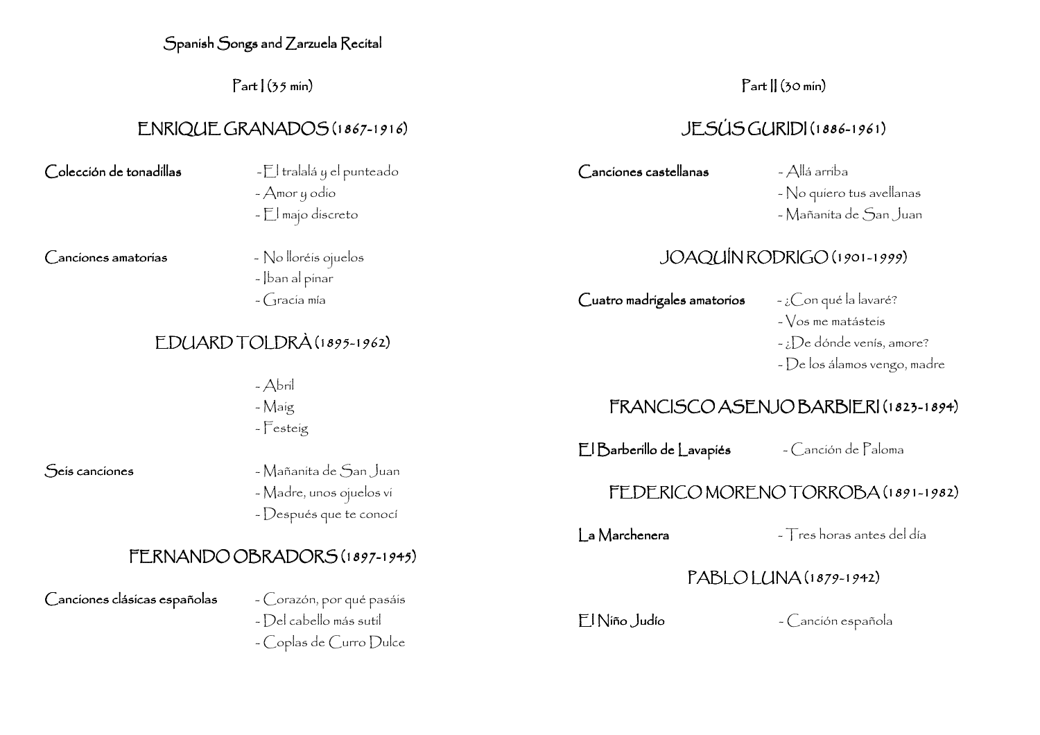# Spanish Songs and Zarzuela Recital

## Part I (35 min)

### ENRIQUE GRANADOS (1867-1916)

**Colección de tonadillas**
- El tralalá y el punteado
- Amor y odio
- El majo discreto

**Canciones amatorias**
- No lloréis ojuelos
- Iban al pinar
- Gracia mía

### EDUARD TOLDRÀ (1895-1962)

- Abril
- Maig
- Festeig

**Seis canciones**
- Mañanita de San Juan
- Madre, unos ojuelos vi
- Después que te conocí

### FERNANDO OBRADORS (1897-1945)

**Canciones clásicas españolas**
- Corazón, por qué pasáis
- Del cabello más sutil
- Coplas de Curro Dulce

## Part II (30 min)

### JESÚS GURIDI (1886-1961)

**Canciones castellanas**
- Allá arriba
- No quiero tus avellanas
- Mañanita de San Juan

### JOAQUÍN RODRIGO (1901-1999)

**Cuatro madrigales amatorios**
- ¿Con qué la lavaré?
- Vos me matásteis
- ¿De dónde venís, amore?
- De los álamos vengo, madre

### FRANCISCO ASENJO BARBIERI (1823-1894)

**El Barberillo de Lavapiés**
- Canción de Paloma

### FEDERICO MORENO TORROBA (1891-1982)

**La Marchenera**
- Tres horas antes del día

### PABLO LUNA (1879-1942)

**El Niño Judío**
- Canción española